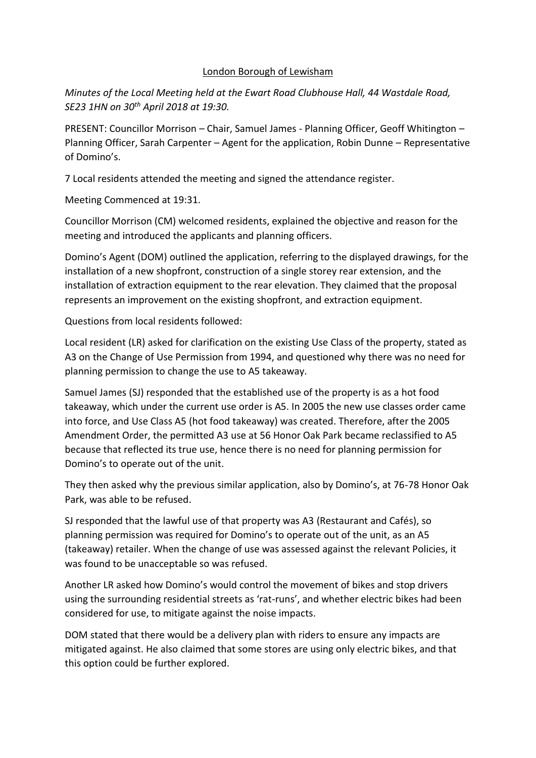London Borough of Lewisham

*Minutes of the Local Meeting held at the Ewart Road Clubhouse Hall, 44 Wastdale Road, SE23 1HN on 30th April 2018 at 19:30.*

PRESENT: Councillor Morrison – Chair, Samuel James - Planning Officer, Geoff Whitington – Planning Officer, Sarah Carpenter – Agent for the application, Robin Dunne – Representative of Domino's.

7 Local residents attended the meeting and signed the attendance register.

Meeting Commenced at 19:31.

Councillor Morrison (CM) welcomed residents, explained the objective and reason for the meeting and introduced the applicants and planning officers.

Domino's Agent (DOM) outlined the application, referring to the displayed drawings, for the installation of a new shopfront, construction of a single storey rear extension, and the installation of extraction equipment to the rear elevation. They claimed that the proposal represents an improvement on the existing shopfront, and extraction equipment.

Questions from local residents followed:

Local resident (LR) asked for clarification on the existing Use Class of the property, stated as A3 on the Change of Use Permission from 1994, and questioned why there was no need for planning permission to change the use to A5 takeaway.

Samuel James (SJ) responded that the established use of the property is as a hot food takeaway, which under the current use order is A5. In 2005 the new use classes order came into force, and Use Class A5 (hot food takeaway) was created. Therefore, after the 2005 Amendment Order, the permitted A3 use at 56 Honor Oak Park became reclassified to A5 because that reflected its true use, hence there is no need for planning permission for Domino's to operate out of the unit.

They then asked why the previous similar application, also by Domino's, at 76-78 Honor Oak Park, was able to be refused.

SJ responded that the lawful use of that property was A3 (Restaurant and Cafés), so planning permission was required for Domino's to operate out of the unit, as an A5 (takeaway) retailer. When the change of use was assessed against the relevant Policies, it was found to be unacceptable so was refused.

Another LR asked how Domino's would control the movement of bikes and stop drivers using the surrounding residential streets as 'rat-runs', and whether electric bikes had been considered for use, to mitigate against the noise impacts.

DOM stated that there would be a delivery plan with riders to ensure any impacts are mitigated against. He also claimed that some stores are using only electric bikes, and that this option could be further explored.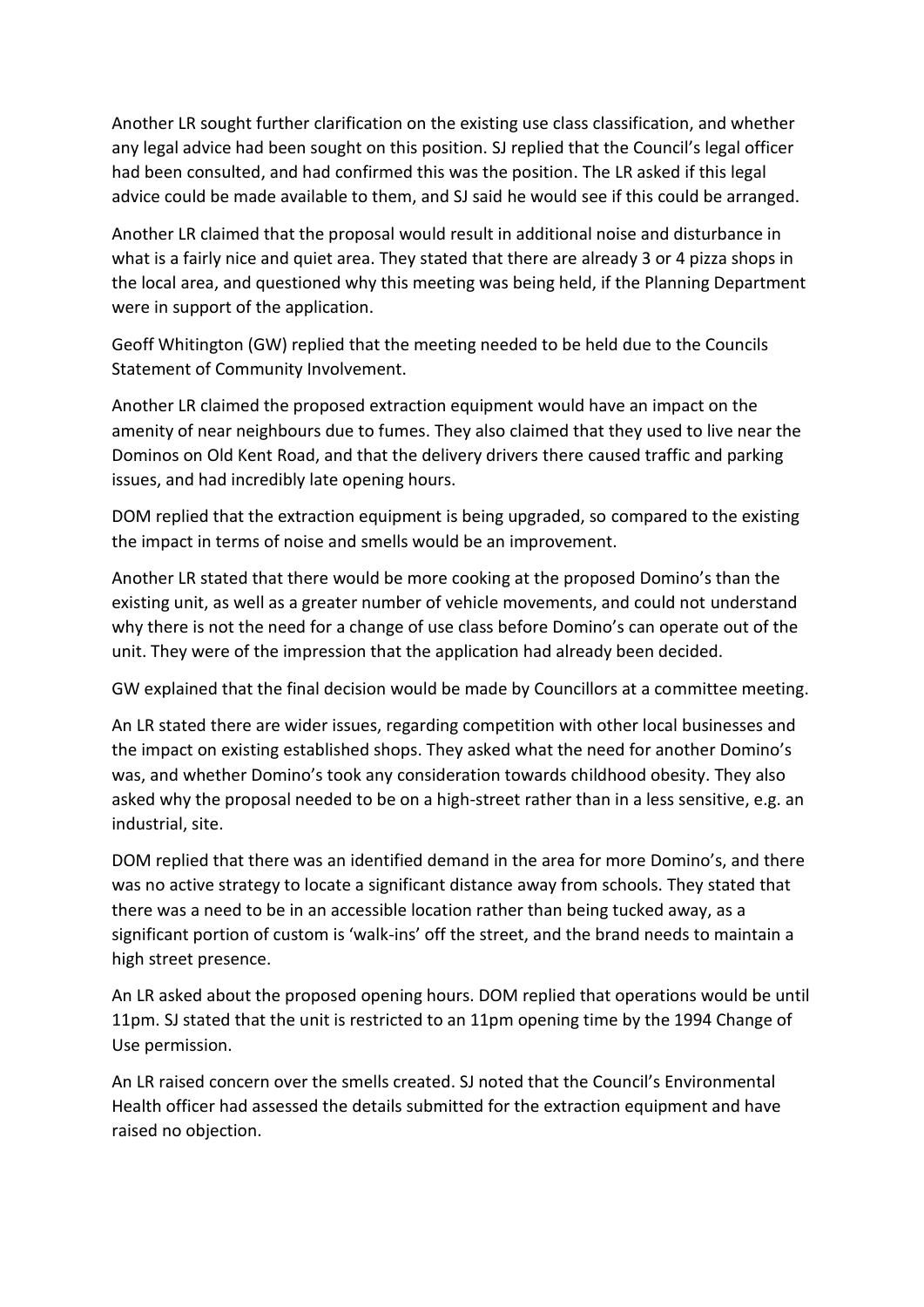Another LR sought further clarification on the existing use class classification, and whether any legal advice had been sought on this position. SJ replied that the Council's legal officer had been consulted, and had confirmed this was the position. The LR asked if this legal advice could be made available to them, and SJ said he would see if this could be arranged.

Another LR claimed that the proposal would result in additional noise and disturbance in what is a fairly nice and quiet area. They stated that there are already 3 or 4 pizza shops in the local area, and questioned why this meeting was being held, if the Planning Department were in support of the application.

Geoff Whitington (GW) replied that the meeting needed to be held due to the Councils Statement of Community Involvement.

Another LR claimed the proposed extraction equipment would have an impact on the amenity of near neighbours due to fumes. They also claimed that they used to live near the Dominos on Old Kent Road, and that the delivery drivers there caused traffic and parking issues, and had incredibly late opening hours.

DOM replied that the extraction equipment is being upgraded, so compared to the existing the impact in terms of noise and smells would be an improvement.

Another LR stated that there would be more cooking at the proposed Domino's than the existing unit, as well as a greater number of vehicle movements, and could not understand why there is not the need for a change of use class before Domino's can operate out of the unit. They were of the impression that the application had already been decided.

GW explained that the final decision would be made by Councillors at a committee meeting.

An LR stated there are wider issues, regarding competition with other local businesses and the impact on existing established shops. They asked what the need for another Domino's was, and whether Domino's took any consideration towards childhood obesity. They also asked why the proposal needed to be on a high-street rather than in a less sensitive, e.g. an industrial, site.

DOM replied that there was an identified demand in the area for more Domino's, and there was no active strategy to locate a significant distance away from schools. They stated that there was a need to be in an accessible location rather than being tucked away, as a significant portion of custom is 'walk-ins' off the street, and the brand needs to maintain a high street presence.

An LR asked about the proposed opening hours. DOM replied that operations would be until 11pm. SJ stated that the unit is restricted to an 11pm opening time by the 1994 Change of Use permission.

An LR raised concern over the smells created. SJ noted that the Council's Environmental Health officer had assessed the details submitted for the extraction equipment and have raised no objection.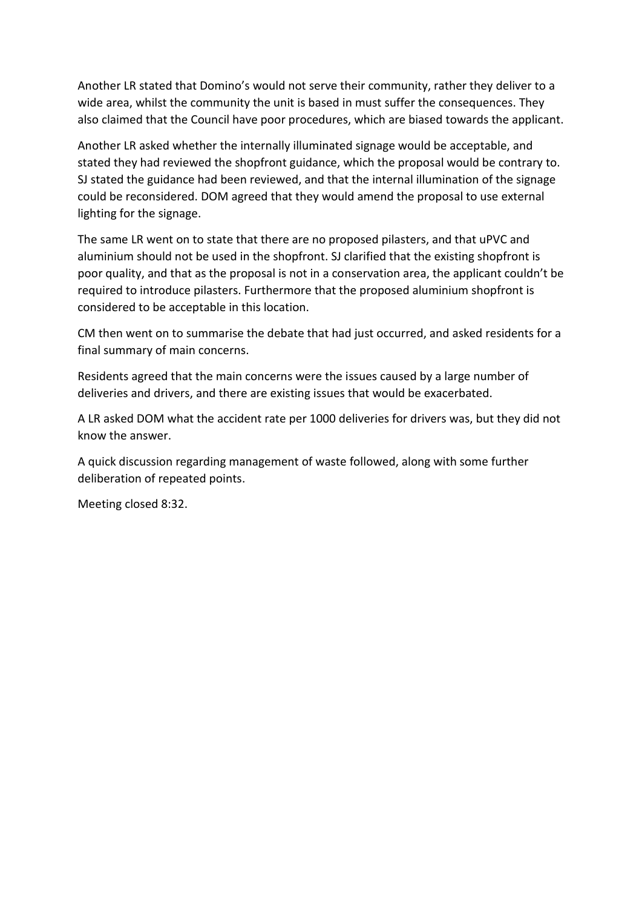Another LR stated that Domino's would not serve their community, rather they deliver to a wide area, whilst the community the unit is based in must suffer the consequences. They also claimed that the Council have poor procedures, which are biased towards the applicant.

Another LR asked whether the internally illuminated signage would be acceptable, and stated they had reviewed the shopfront guidance, which the proposal would be contrary to. SJ stated the guidance had been reviewed, and that the internal illumination of the signage could be reconsidered. DOM agreed that they would amend the proposal to use external lighting for the signage.

The same LR went on to state that there are no proposed pilasters, and that uPVC and aluminium should not be used in the shopfront. SJ clarified that the existing shopfront is poor quality, and that as the proposal is not in a conservation area, the applicant couldn't be required to introduce pilasters. Furthermore that the proposed aluminium shopfront is considered to be acceptable in this location.

CM then went on to summarise the debate that had just occurred, and asked residents for a final summary of main concerns.

Residents agreed that the main concerns were the issues caused by a large number of deliveries and drivers, and there are existing issues that would be exacerbated.

A LR asked DOM what the accident rate per 1000 deliveries for drivers was, but they did not know the answer.

A quick discussion regarding management of waste followed, along with some further deliberation of repeated points.

Meeting closed 8:32.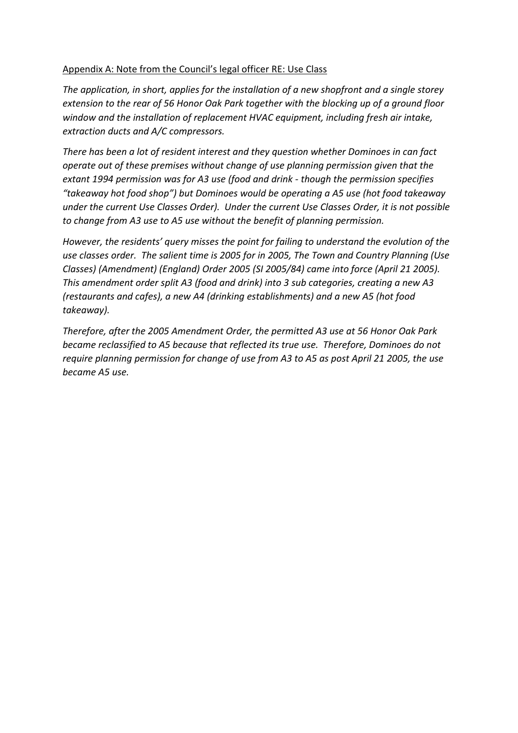<u>Appendix A: Note from the Council's legal officer RE: Use Class</u>

*The application, in short, applies for the installation of a new shopfront and a single storey extension to the rear of 56 Honor Oak Park together with the blocking up of a ground floor window and the installation of replacement HVAC equipment, including fresh air intake, extraction ducts and A/C compressors.*

*There has been a lot of resident interest and they question whether Dominoes in can fact operate out of these premises without change of use planning permission given that the extant 1994 permission was for A3 use (food and drink - though the permission specifies "takeaway hot food shop") but Dominoes would be operating a A5 use (hot food takeaway under the current Use Classes Order). Under the current Use Classes Order, it is not possible to change from A3 use to A5 use without the benefit of planning permission.*

*However, the residents' query misses the point for failing to understand the evolution of the use classes order. The salient time is 2005 for in 2005, The Town and Country Planning (Use Classes) (Amendment) (England) Order 2005 (SI 2005/84) came into force (April 21 2005). This amendment order split A3 (food and drink) into 3 sub categories, creating a new A3 (restaurants and cafes), a new A4 (drinking establishments) and a new A5 (hot food takeaway).*

*Therefore, after the 2005 Amendment Order, the permitted A3 use at 56 Honor Oak Park became reclassified to A5 because that reflected its true use. Therefore, Dominoes do not require planning permission for change of use from A3 to A5 as post April 21 2005, the use became A5 use.*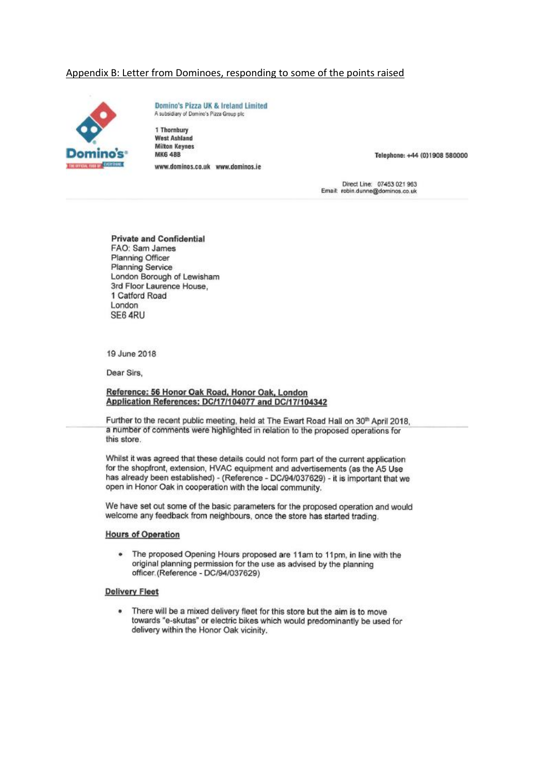Appendix B: Letter from Dominoes, responding to some of the points raised

**Domino's Pizza UK & Ireland Limited**
A subsidiary of Domino's Pizza Group plc

**1 Thornbury**
**West Ashland**
**Milton Keynes**
**MK6 4BB**

**www.dominos.co.uk www.dominos.ie**

**Telephone: +44 (0)1908 580000**

Direct Line: 07453 021 963
Email: robin.dunne@dominos.co.uk

**Private and Confidential**
FAO: Sam James
Planning Officer
Planning Service
London Borough of Lewisham
3rd Floor Laurence House,
1 Catford Road
London
SE6 4RU

19 June 2018

Dear Sirs,

**Reference: 56 Honor Oak Road, Honor Oak, London**
**Application References: DC/17/104077 and DC/17/104342**

Further to the recent public meeting, held at The Ewart Road Hall on 30th April 2018, a number of comments were highlighted in relation to the proposed operations for this store.

Whilst it was agreed that these details could not form part of the current application for the shopfront, extension, HVAC equipment and advertisements (as the A5 Use has already been established) - (Reference - DC/94/037629) - it is important that we open in Honor Oak in cooperation with the local community.

We have set out some of the basic parameters for the proposed operation and would welcome any feedback from neighbours, once the store has started trading.

**Hours of Operation**

- The proposed Opening Hours proposed are 11am to 11pm, in line with the original planning permission for the use as advised by the planning officer.(Reference - DC/94/037629)

**Delivery Fleet**

- There will be a mixed delivery fleet for this store but the aim is to move towards "e-skutas" or electric bikes which would predominantly be used for delivery within the Honor Oak vicinity.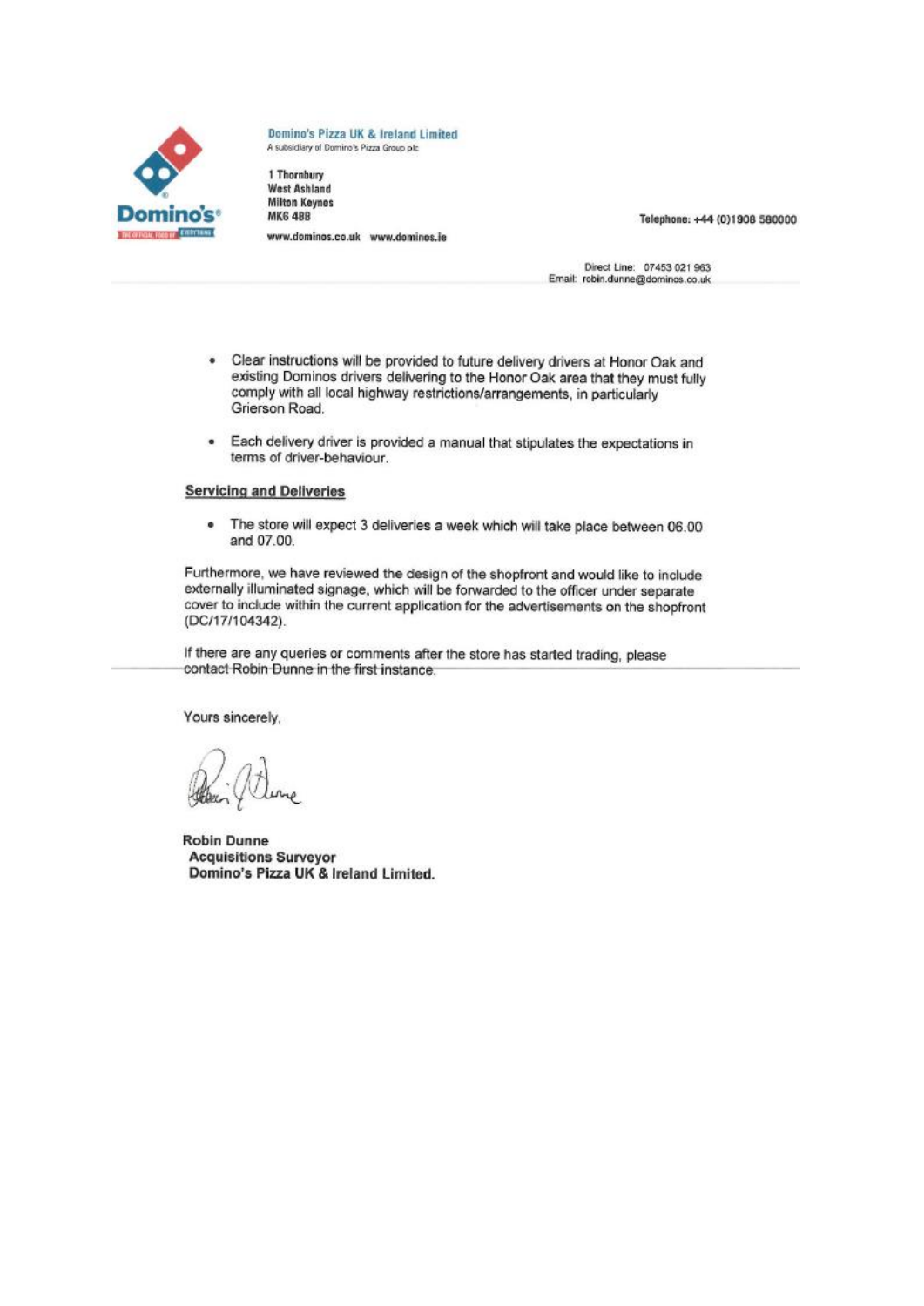**Domino's Pizza UK & Ireland Limited**
A subsidiary of Domino's Pizza Group plc

1 Thornbury
West Ashland
Milton Keynes
MK6 4BB

www.dominos.co.uk www.dominos.ie

Telephone: +44 (0)1908 580000

Direct Line: 07453 021 963
Email: robin.dunne@dominos.co.uk

- Clear instructions will be provided to future delivery drivers at Honor Oak and existing Dominos drivers delivering to the Honor Oak area that they must fully comply with all local highway restrictions/arrangements, in particularly Grierson Road.
- Each delivery driver is provided a manual that stipulates the expectations in terms of driver-behaviour.

**Servicing and Deliveries**

- The store will expect 3 deliveries a week which will take place between 06.00 and 07.00.

Furthermore, we have reviewed the design of the shopfront and would like to include externally illuminated signage, which will be forwarded to the officer under separate cover to include within the current application for the advertisements on the shopfront (DC/17/104342).

If there are any queries or comments after the store has started trading, please contact Robin Dunne in the first instance.

Yours sincerely,

**Robin Dunne**
**Acquisitions Surveyor**
**Domino's Pizza UK & Ireland Limited.**